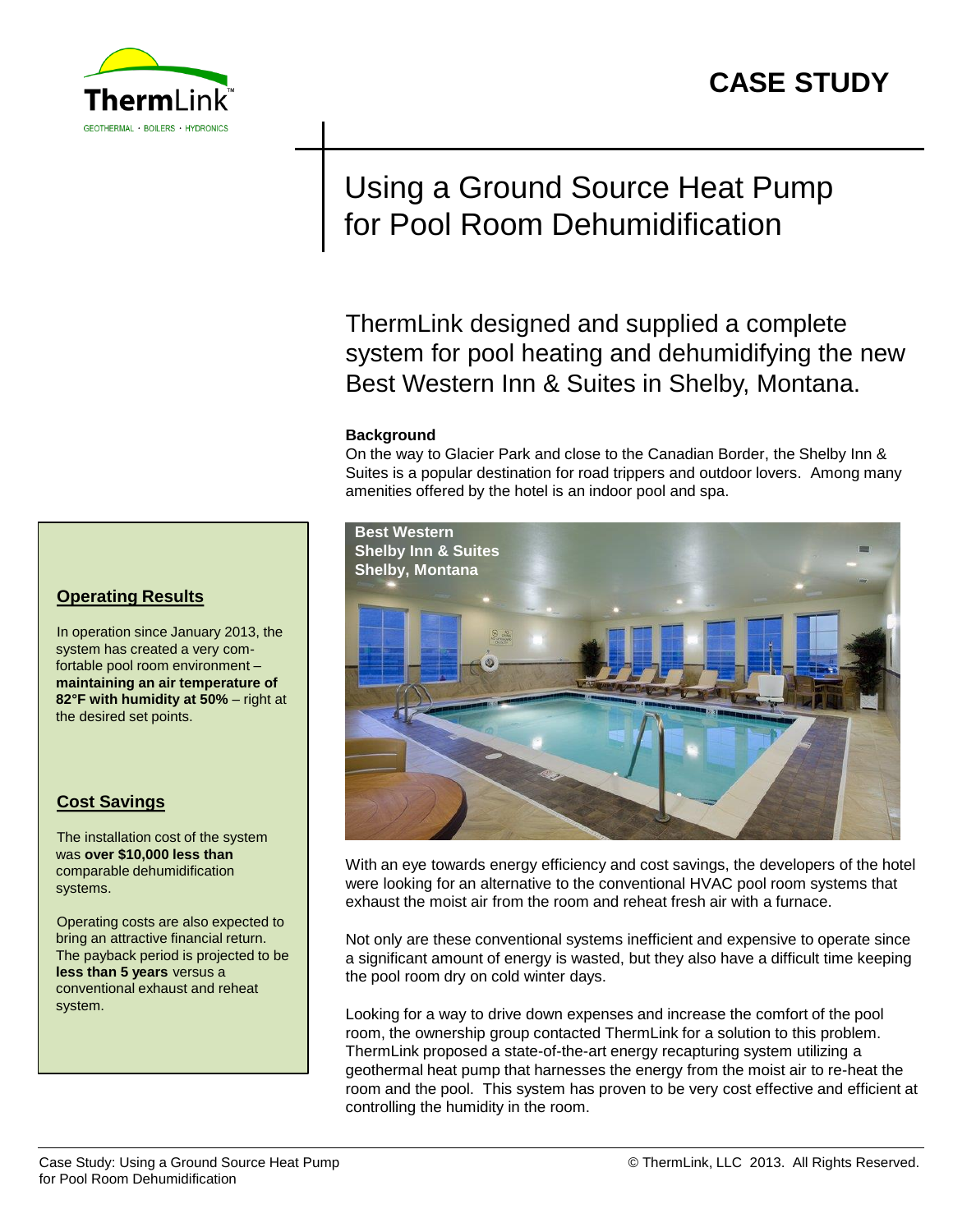**CASE STUDY**

# Using a Ground Source Heat Pump for Pool Room Dehumidification

## ThermLink designed and supplied a complete system for pool heating and dehumidifying the new Best Western Inn & Suites in Shelby, Montana.

**Background**

On the way to Glacier Park and close to the Canadian Border, the Shelby Inn & Suites is a popular destination for road trippers and outdoor lovers. Among many amenities offered by the hotel is an indoor pool and spa.

**Best Western Shelby Inn & Suites Shelby, Montana**

With an eye towards energy efficiency and cost savings, the developers of the hotel were looking for an alternative to the conventional HVAC pool room systems that exhaust the moist air from the room and reheat fresh air with a furnace.

Not only are these conventional systems inefficient and expensive to operate since a significant amount of energy is wasted, but they also have a difficult time keeping the pool room dry on cold winter days.

Looking for a way to drive down expenses and increase the comfort of the pool room, the ownership group contacted ThermLink for a solution to this problem. ThermLink proposed a state-of-the-art energy recapturing system utilizing a geothermal heat pump that harnesses the energy from the moist air to re-heat the room and the pool. This system has proven to be very cost effective and efficient at controlling the humidity in the room.

### Operating Results

In operation since January 2013, the system has created a very comfortable pool room environment – **maintaining an air temperature of 82°F with humidity at 50%** – right at the desired set points.

### Cost Savings

The installation cost of the system was **over $10,000 less than** comparable dehumidification systems.

Operating costs are also expected to bring an attractive financial return. The payback period is projected to be **less than 5 years** versus a conventional exhaust and reheat system.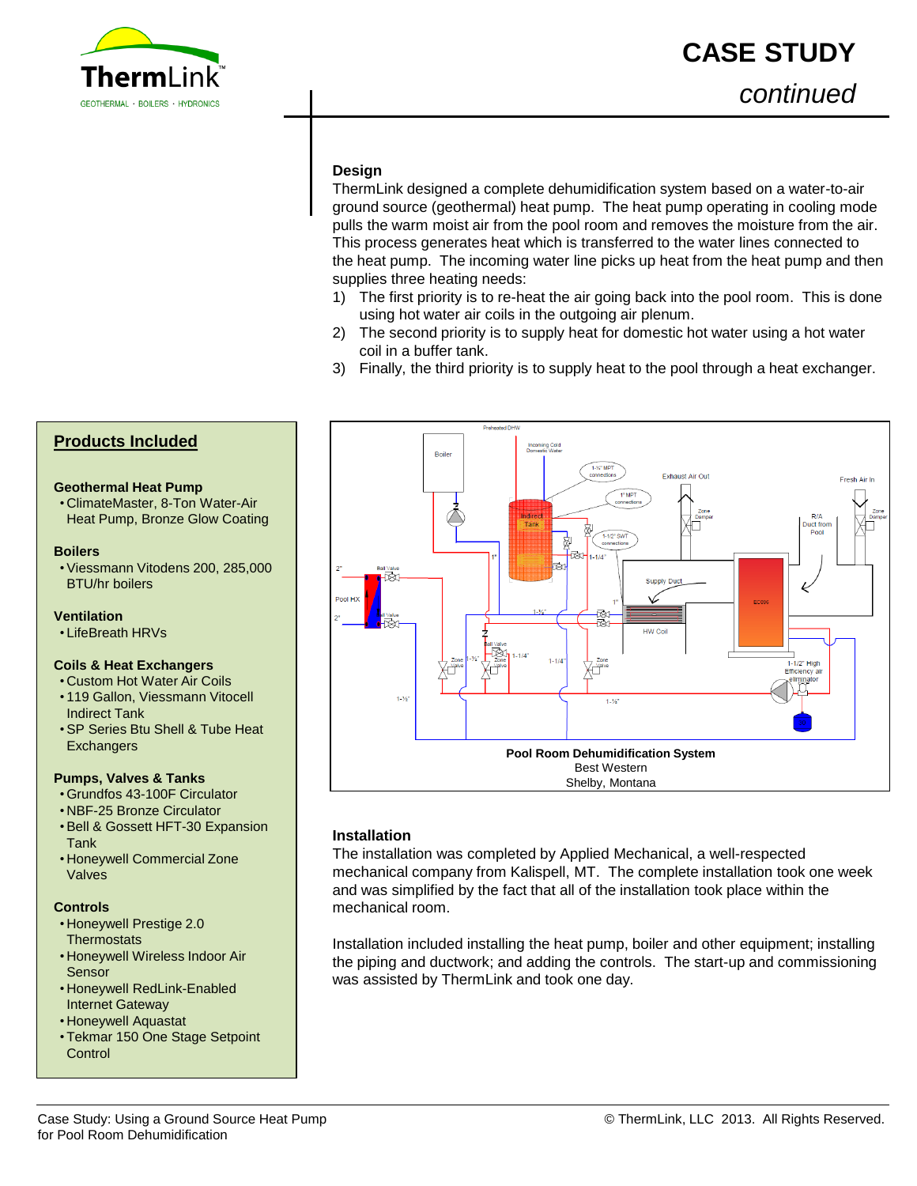# CASE STUDY

*continued*

## Design

ThermLink designed a complete dehumidification system based on a water-to-air ground source (geothermal) heat pump. The heat pump operating in cooling mode pulls the warm moist air from the pool room and removes the moisture from the air. This process generates heat which is transferred to the water lines connected to the heat pump. The incoming water line picks up heat from the heat pump and then supplies three heating needs:

1) The first priority is to re-heat the air going back into the pool room. This is done using hot water air coils in the outgoing air plenum.
2) The second priority is to supply heat for domestic hot water using a hot water coil in a buffer tank.
3) Finally, the third priority is to supply heat to the pool through a heat exchanger.

## Products Included

**Geothermal Heat Pump**

- ClimateMaster, 8-Ton Water-Air Heat Pump, Bronze Glow Coating

**Boilers**

- Viessmann Vitodens 200, 285,000 BTU/hr boilers

**Ventilation**

- LifeBreath HRVs

**Coils & Heat Exchangers**

- Custom Hot Water Air Coils
- 119 Gallon, Viessmann Vitocell Indirect Tank
- SP Series Btu Shell & Tube Heat Exchangers

**Pumps, Valves & Tanks**

- Grundfos 43-100F Circulator
- NBF-25 Bronze Circulator
- Bell & Gossett HFT-30 Expansion Tank
- Honeywell Commercial Zone Valves

**Controls**

- Honeywell Prestige 2.0 Thermostats
- Honeywell Wireless Indoor Air Sensor
- Honeywell RedLink-Enabled Internet Gateway
- Honeywell Aquastat
- Tekmar 150 One Stage Setpoint Control

**Pool Room Dehumidification System**
Best Western
Shelby, Montana

## Installation

The installation was completed by Applied Mechanical, a well-respected mechanical company from Kalispell, MT. The complete installation took one week and was simplified by the fact that all of the installation took place within the mechanical room.

Installation included installing the heat pump, boiler and other equipment; installing the piping and ductwork; and adding the controls. The start-up and commissioning was assisted by ThermLink and took one day.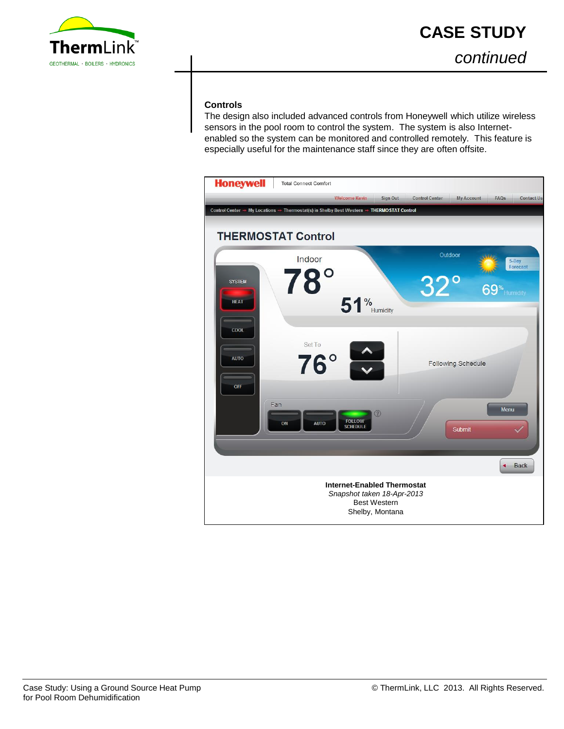## Controls

The design also included advanced controls from Honeywell which utilize wireless sensors in the pool room to control the system. The system is also Internet-enabled so the system can be monitored and controlled remotely. This feature is especially useful for the maintenance staff since they are often offsite.

**Internet-Enabled Thermostat**
*Snapshot taken 18-Apr-2013*
Best Western
Shelby, Montana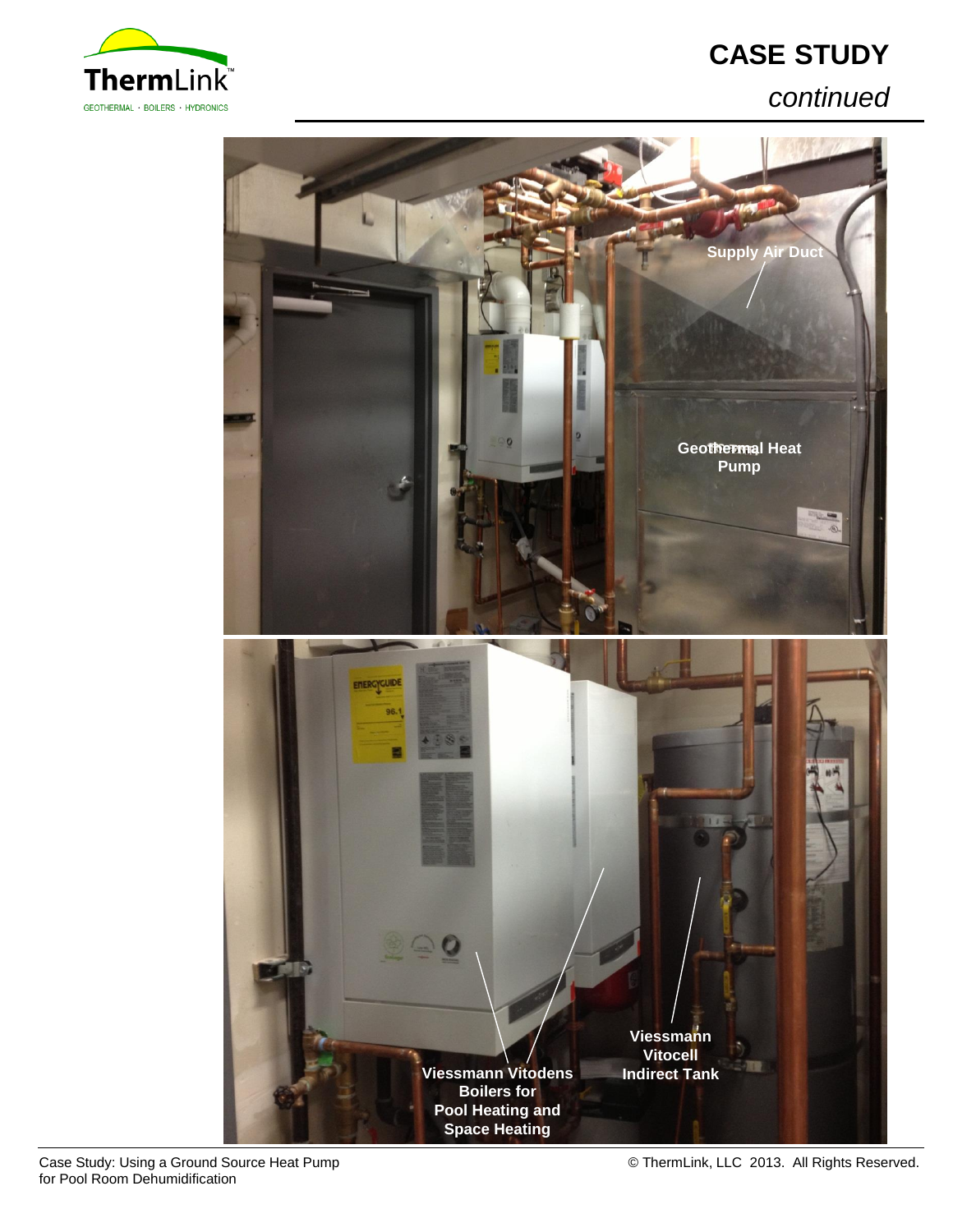Supply Air Duct

Geothermal Heat Pump

Viessmann Vitodens Boilers for Pool Heating and Space Heating

Viessmann Vitocell Indirect Tank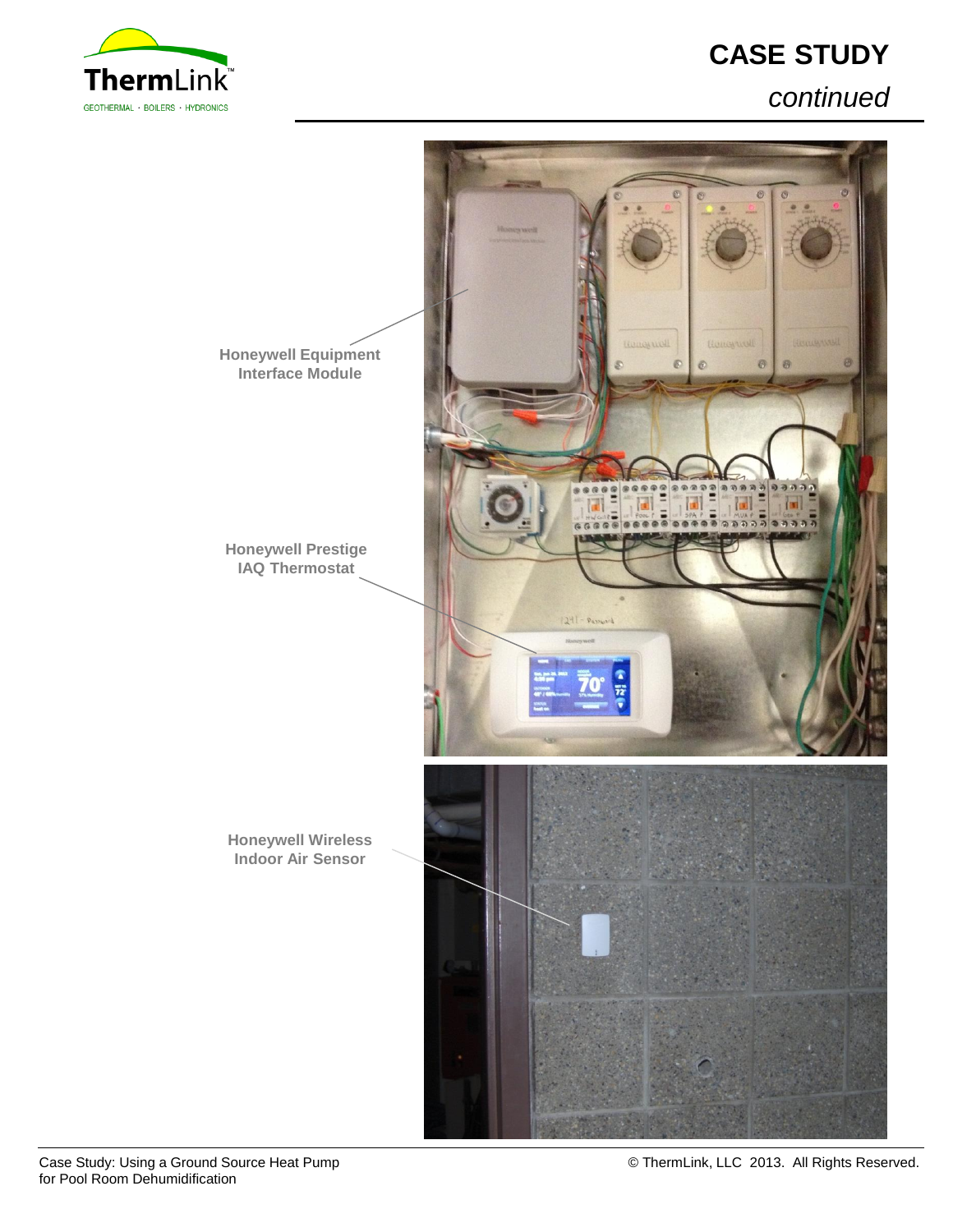# CASE STUDY

*continued*

**Honeywell Equipment Interface Module**

**Honeywell Prestige IAQ Thermostat**

**Honeywell Wireless Indoor Air Sensor**